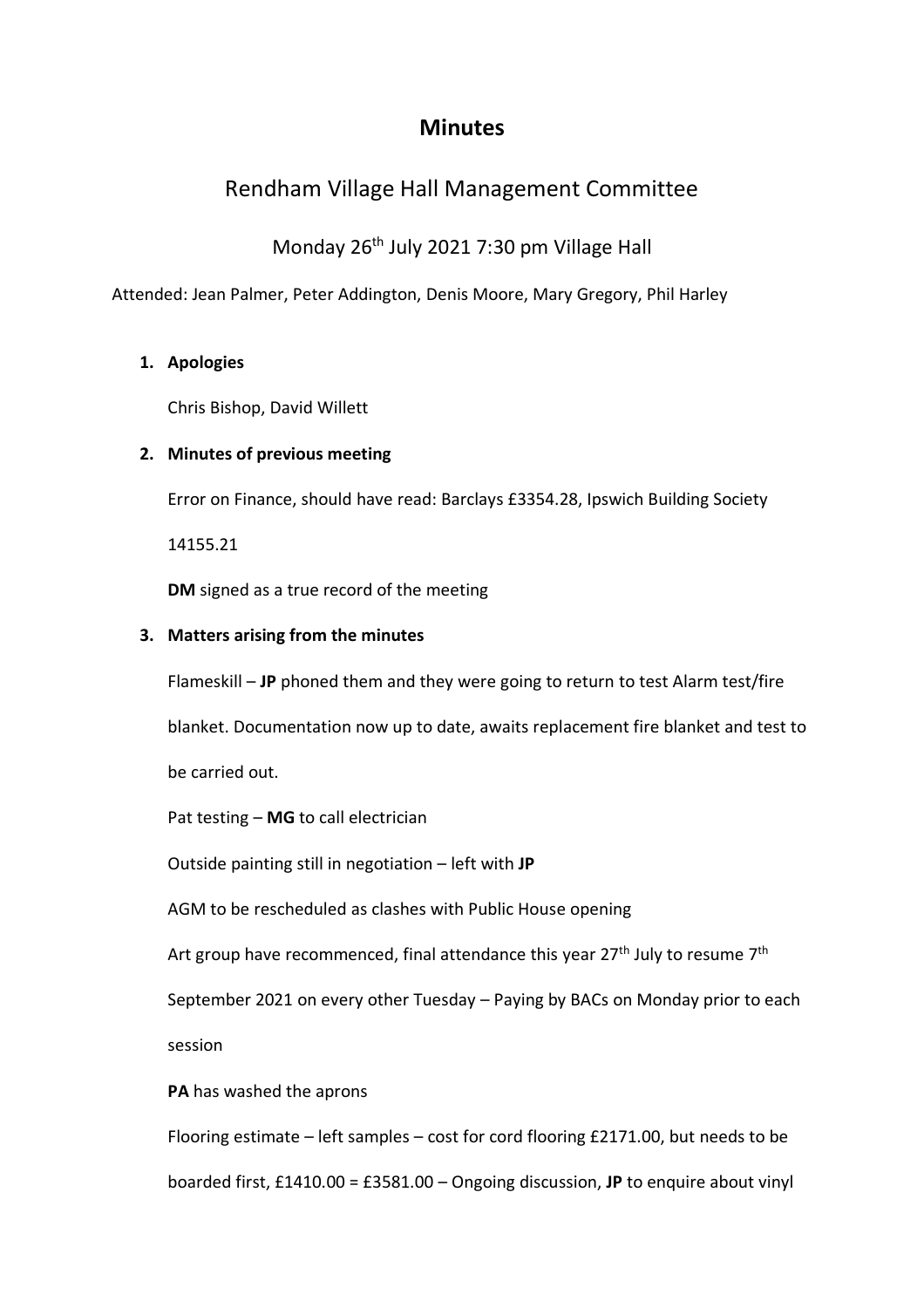# Minutes

## Rendham Village Hall Management Committee

Monday 26th July 2021 7:30 pm Village Hall

Attended: Jean Palmer, Peter Addington, Denis Moore, Mary Gregory, Phil Harley

1. **Apologies**

   Chris Bishop, David Willett

2. **Minutes of previous meeting**

   Error on Finance, should have read: Barclays £3354.28, Ipswich Building Society 14155.21

   **DM** signed as a true record of the meeting

3. **Matters arising from the minutes**

   Flameskill – **JP** phoned them and they were going to return to test Alarm test/fire blanket. Documentation now up to date, awaits replacement fire blanket and test to be carried out.

   Pat testing – **MG** to call electrician

   Outside painting still in negotiation – left with **JP**

   AGM to be rescheduled as clashes with Public House opening

   Art group have recommenced, final attendance this year 27th July to resume 7th September 2021 on every other Tuesday – Paying by BACs on Monday prior to each session

   **PA** has washed the aprons

   Flooring estimate – left samples – cost for cord flooring £2171.00, but needs to be boarded first, £1410.00 = £3581.00 – Ongoing discussion, **JP** to enquire about vinyl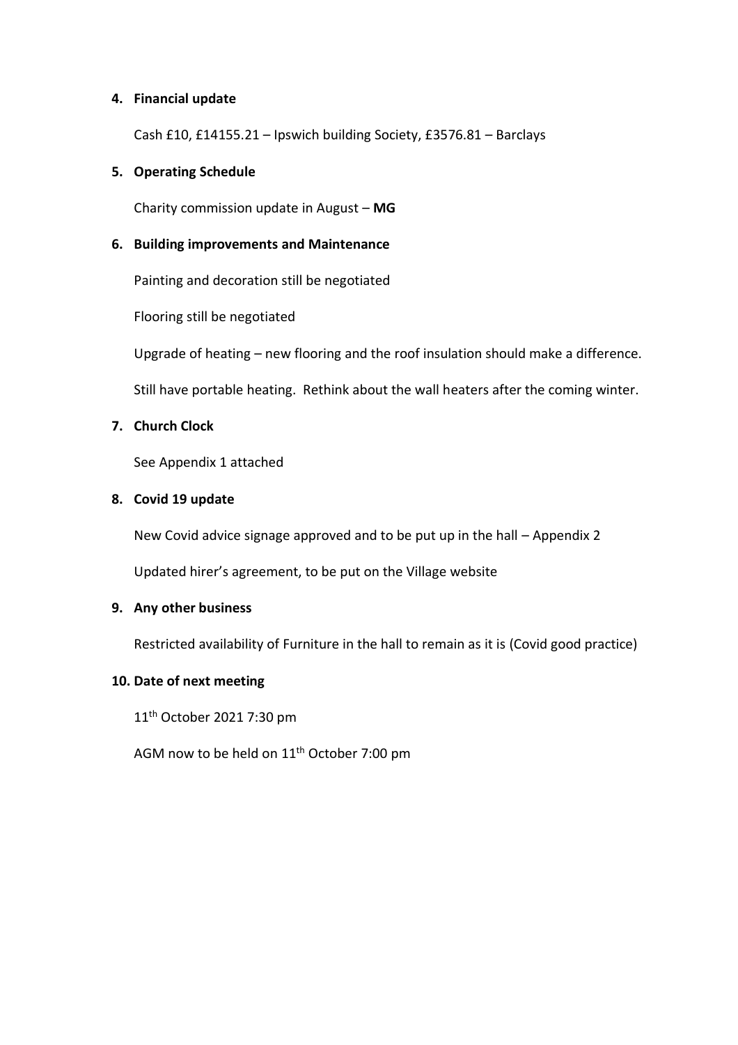4. **Financial update**

   Cash £10, £14155.21 – Ipswich building Society, £3576.81 – Barclays

5. **Operating Schedule**

   Charity commission update in August – **MG**

6. **Building improvements and Maintenance**

   Painting and decoration still be negotiated

   Flooring still be negotiated

   Upgrade of heating – new flooring and the roof insulation should make a difference.

   Still have portable heating. Rethink about the wall heaters after the coming winter.

7. **Church Clock**

   See Appendix 1 attached

8. **Covid 19 update**

   New Covid advice signage approved and to be put up in the hall – Appendix 2

   Updated hirer's agreement, to be put on the Village website

9. **Any other business**

   Restricted availability of Furniture in the hall to remain as it is (Covid good practice)

10. **Date of next meeting**

    11th October 2021 7:30 pm

    AGM now to be held on 11th October 7:00 pm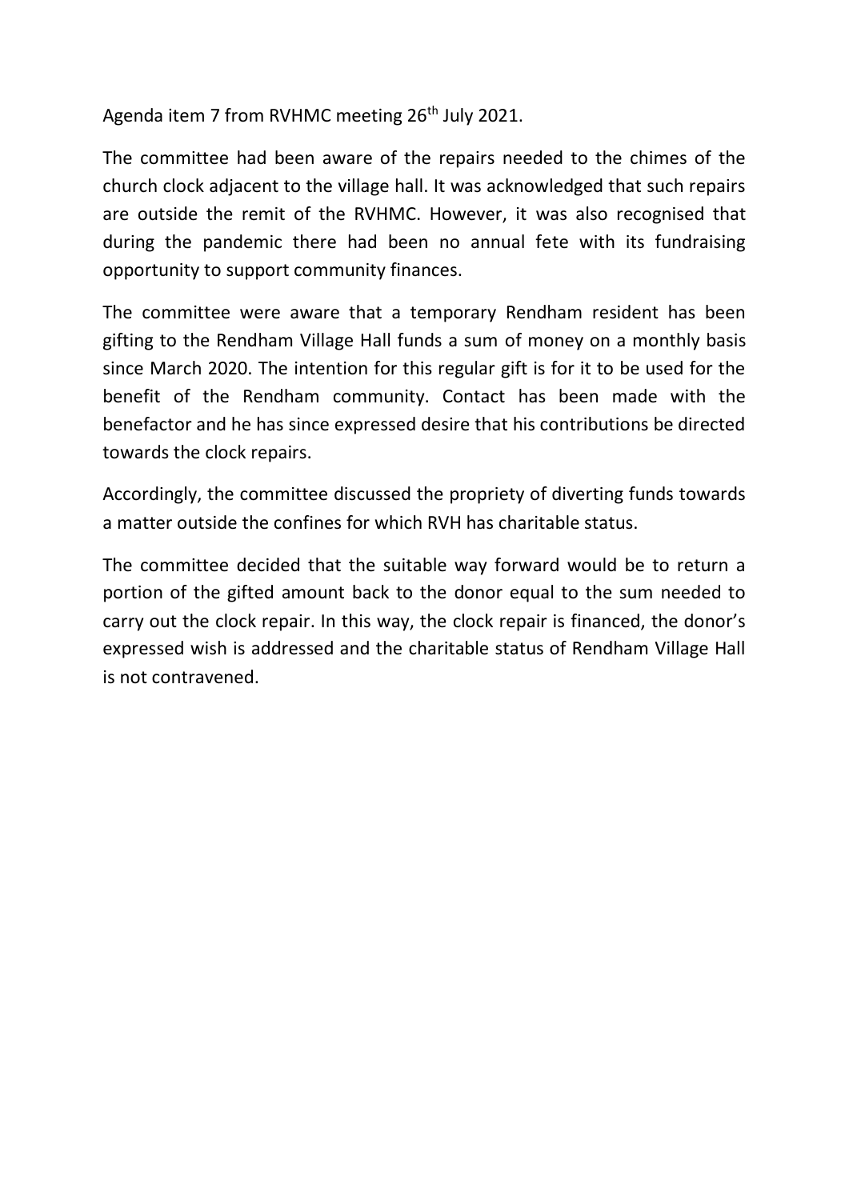Agenda item 7 from RVHMC meeting 26th July 2021.

The committee had been aware of the repairs needed to the chimes of the church clock adjacent to the village hall. It was acknowledged that such repairs are outside the remit of the RVHMC. However, it was also recognised that during the pandemic there had been no annual fete with its fundraising opportunity to support community finances.

The committee were aware that a temporary Rendham resident has been gifting to the Rendham Village Hall funds a sum of money on a monthly basis since March 2020. The intention for this regular gift is for it to be used for the benefit of the Rendham community. Contact has been made with the benefactor and he has since expressed desire that his contributions be directed towards the clock repairs.

Accordingly, the committee discussed the propriety of diverting funds towards a matter outside the confines for which RVH has charitable status.

The committee decided that the suitable way forward would be to return a portion of the gifted amount back to the donor equal to the sum needed to carry out the clock repair. In this way, the clock repair is financed, the donor's expressed wish is addressed and the charitable status of Rendham Village Hall is not contravened.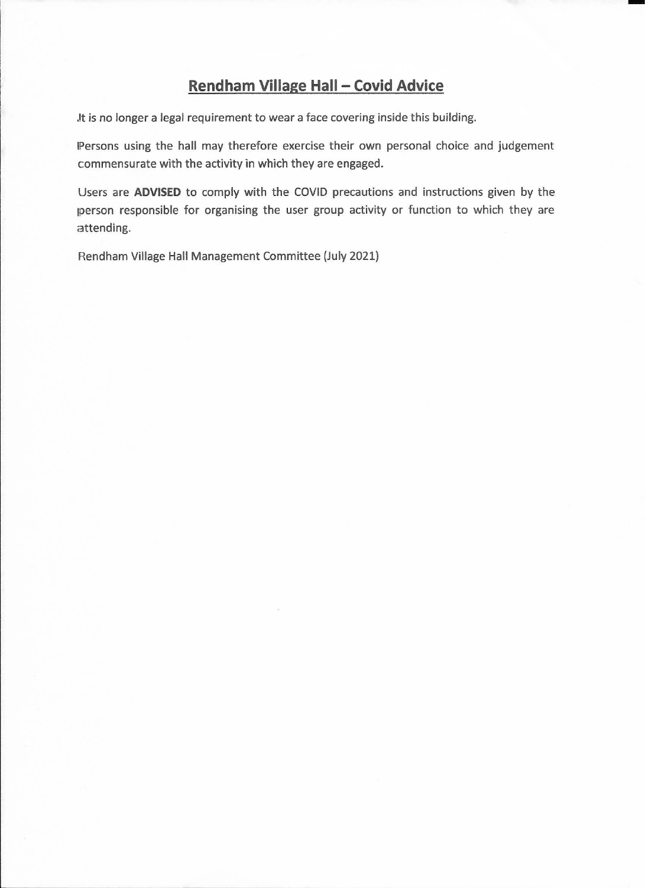## Rendham Village Hall – Covid Advice

It is no longer a legal requirement to wear a face covering inside this building.

Persons using the hall may therefore exercise their own personal choice and judgement commensurate with the activity in which they are engaged.

Users are **ADVISED** to comply with the COVID precautions and instructions given by the person responsible for organising the user group activity or function to which they are attending.

Rendham Village Hall Management Committee (July 2021)